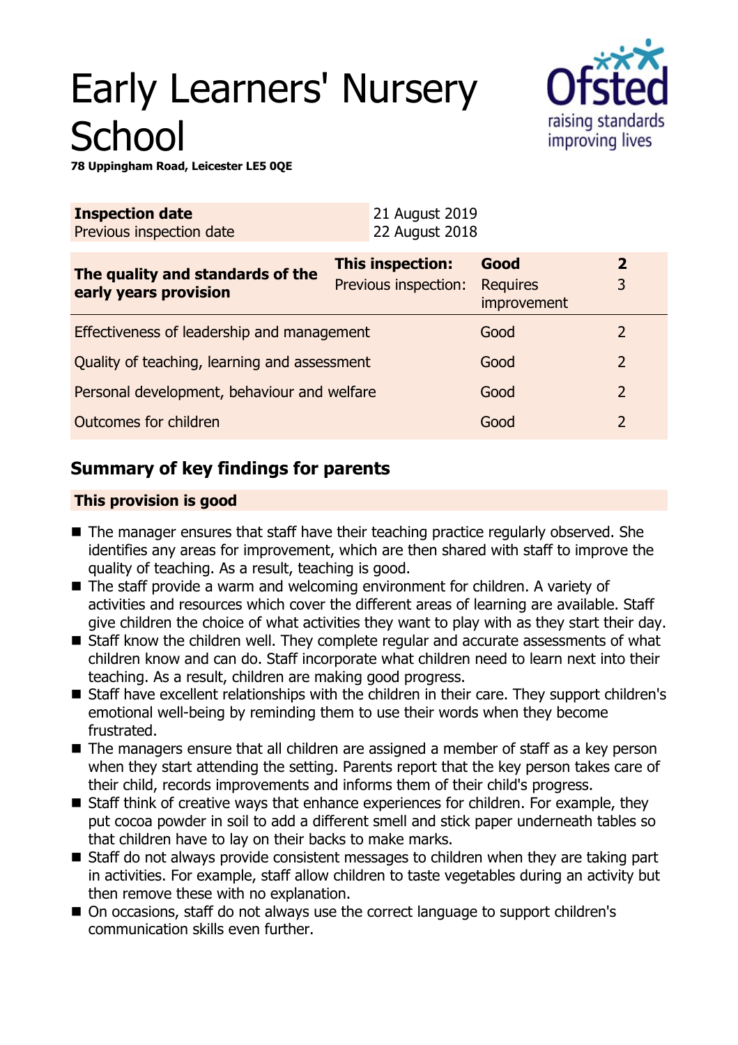# Early Learners' Nursery School

**78 Uppingham Road, Leicester LE5 0QE**

| **Inspection date** | 21 August 2019 |
| --- | --- |
| Previous inspection date | 22 August 2018 |

| **The quality and standards of the early years provision** | **This inspection:** | **Good** | **2** |
| --- | --- | --- | --- |
| | Previous inspection: | Requires improvement | 3 |
| Effectiveness of leadership and management | | Good | 2 |
| Quality of teaching, learning and assessment | | Good | 2 |
| Personal development, behaviour and welfare | | Good | 2 |
| Outcomes for children | | Good | 2 |

## Summary of key findings for parents

**This provision is good**

- The manager ensures that staff have their teaching practice regularly observed. She identifies any areas for improvement, which are then shared with staff to improve the quality of teaching. As a result, teaching is good.
- The staff provide a warm and welcoming environment for children. A variety of activities and resources which cover the different areas of learning are available. Staff give children the choice of what activities they want to play with as they start their day.
- Staff know the children well. They complete regular and accurate assessments of what children know and can do. Staff incorporate what children need to learn next into their teaching. As a result, children are making good progress.
- Staff have excellent relationships with the children in their care. They support children's emotional well-being by reminding them to use their words when they become frustrated.
- The managers ensure that all children are assigned a member of staff as a key person when they start attending the setting. Parents report that the key person takes care of their child, records improvements and informs them of their child's progress.
- Staff think of creative ways that enhance experiences for children. For example, they put cocoa powder in soil to add a different smell and stick paper underneath tables so that children have to lay on their backs to make marks.
- Staff do not always provide consistent messages to children when they are taking part in activities. For example, staff allow children to taste vegetables during an activity but then remove these with no explanation.
- On occasions, staff do not always use the correct language to support children's communication skills even further.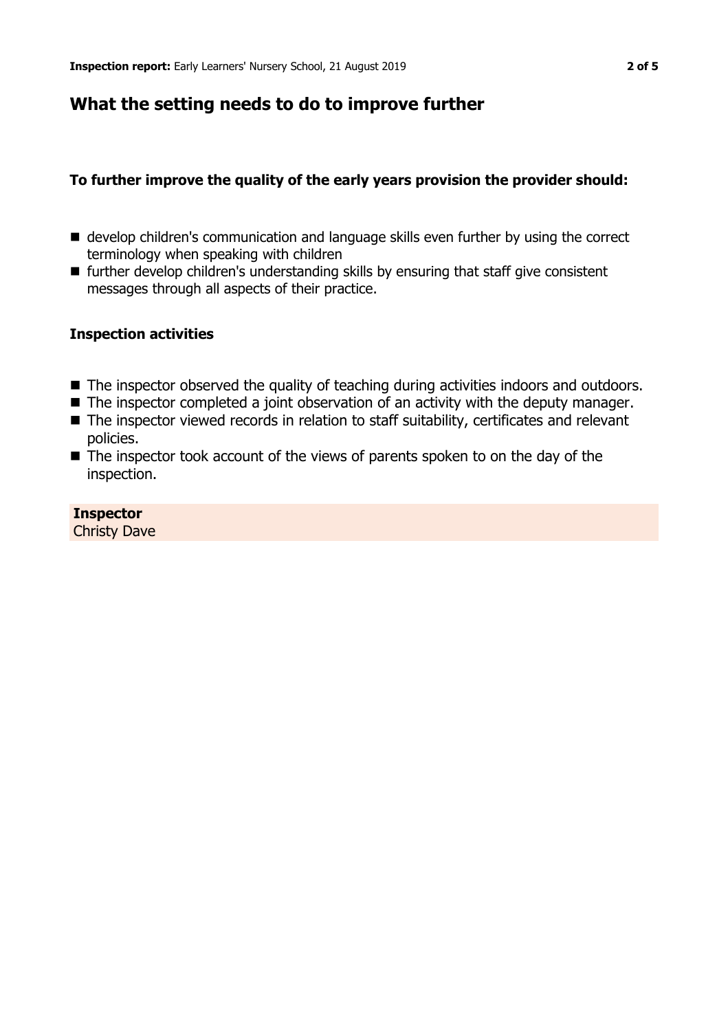## What the setting needs to do to improve further

### To further improve the quality of the early years provision the provider should:

- develop children's communication and language skills even further by using the correct terminology when speaking with children
- further develop children's understanding skills by ensuring that staff give consistent messages through all aspects of their practice.

### Inspection activities

- The inspector observed the quality of teaching during activities indoors and outdoors.
- The inspector completed a joint observation of an activity with the deputy manager.
- The inspector viewed records in relation to staff suitability, certificates and relevant policies.
- The inspector took account of the views of parents spoken to on the day of the inspection.

**Inspector**
Christy Dave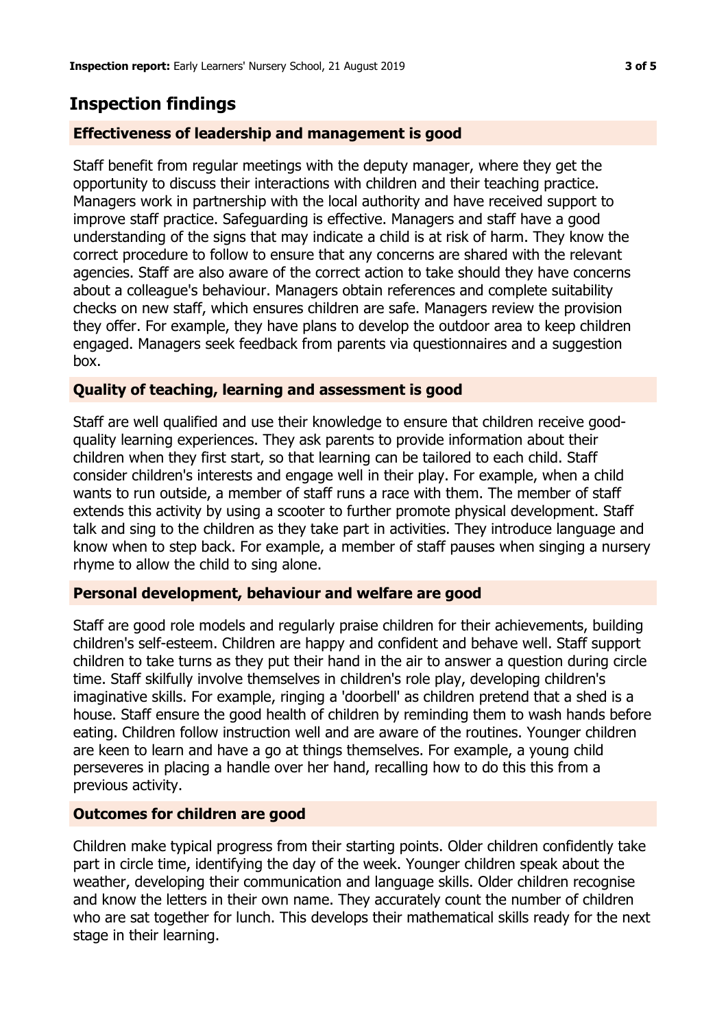# Inspection findings

## Effectiveness of leadership and management is good

Staff benefit from regular meetings with the deputy manager, where they get the opportunity to discuss their interactions with children and their teaching practice. Managers work in partnership with the local authority and have received support to improve staff practice. Safeguarding is effective. Managers and staff have a good understanding of the signs that may indicate a child is at risk of harm. They know the correct procedure to follow to ensure that any concerns are shared with the relevant agencies. Staff are also aware of the correct action to take should they have concerns about a colleague's behaviour. Managers obtain references and complete suitability checks on new staff, which ensures children are safe. Managers review the provision they offer. For example, they have plans to develop the outdoor area to keep children engaged. Managers seek feedback from parents via questionnaires and a suggestion box.

## Quality of teaching, learning and assessment is good

Staff are well qualified and use their knowledge to ensure that children receive good-quality learning experiences. They ask parents to provide information about their children when they first start, so that learning can be tailored to each child. Staff consider children's interests and engage well in their play. For example, when a child wants to run outside, a member of staff runs a race with them. The member of staff extends this activity by using a scooter to further promote physical development. Staff talk and sing to the children as they take part in activities. They introduce language and know when to step back. For example, a member of staff pauses when singing a nursery rhyme to allow the child to sing alone.

## Personal development, behaviour and welfare are good

Staff are good role models and regularly praise children for their achievements, building children's self-esteem. Children are happy and confident and behave well. Staff support children to take turns as they put their hand in the air to answer a question during circle time. Staff skilfully involve themselves in children's role play, developing children's imaginative skills. For example, ringing a 'doorbell' as children pretend that a shed is a house. Staff ensure the good health of children by reminding them to wash hands before eating. Children follow instruction well and are aware of the routines. Younger children are keen to learn and have a go at things themselves. For example, a young child perseveres in placing a handle over her hand, recalling how to do this this from a previous activity.

## Outcomes for children are good

Children make typical progress from their starting points. Older children confidently take part in circle time, identifying the day of the week. Younger children speak about the weather, developing their communication and language skills. Older children recognise and know the letters in their own name. They accurately count the number of children who are sat together for lunch. This develops their mathematical skills ready for the next stage in their learning.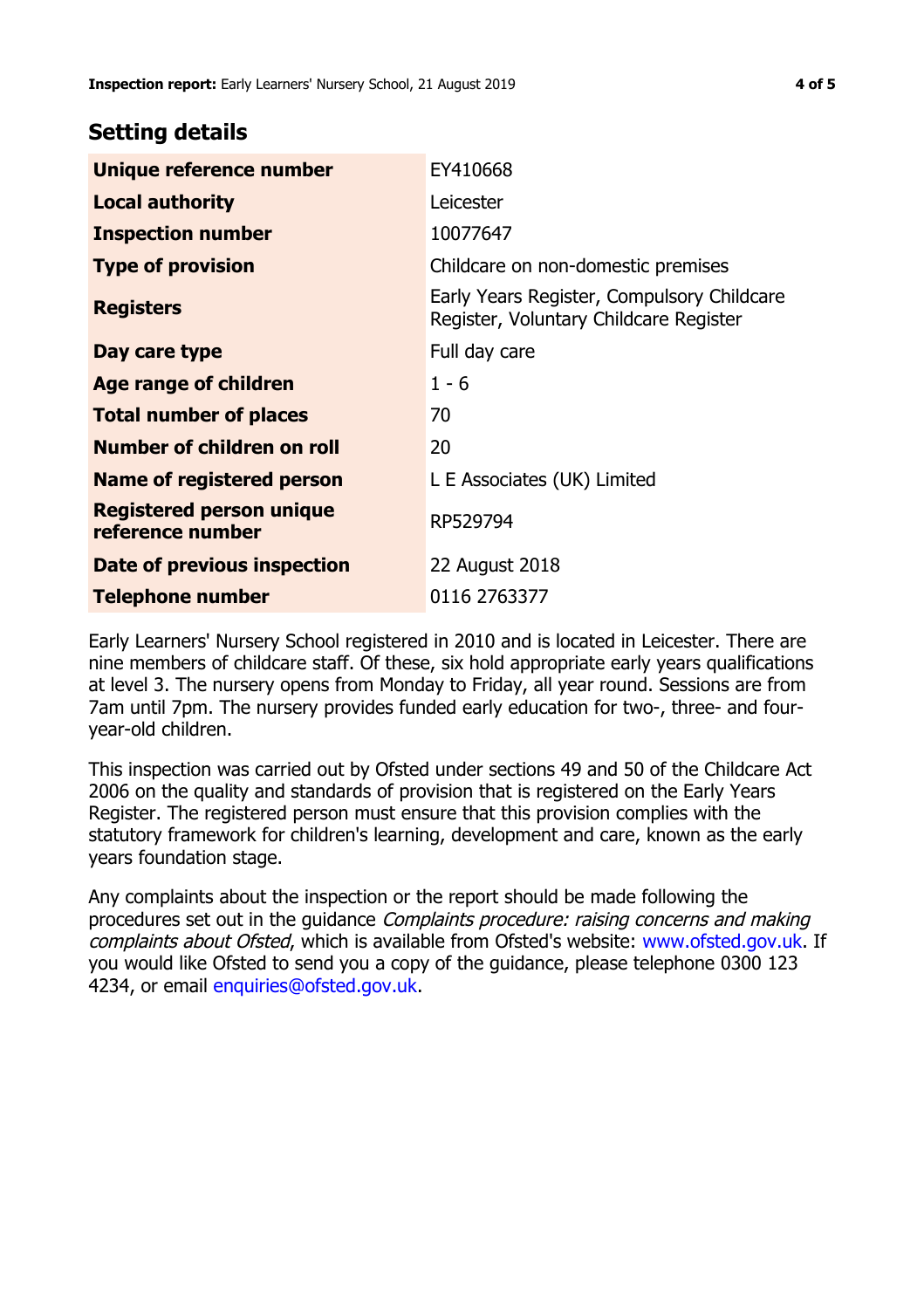## Setting details

| | |
|---|---|
| **Unique reference number** | EY410668 |
| **Local authority** | Leicester |
| **Inspection number** | 10077647 |
| **Type of provision** | Childcare on non-domestic premises |
| **Registers** | Early Years Register, Compulsory Childcare Register, Voluntary Childcare Register |
| **Day care type** | Full day care |
| **Age range of children** | 1 - 6 |
| **Total number of places** | 70 |
| **Number of children on roll** | 20 |
| **Name of registered person** | L E Associates (UK) Limited |
| **Registered person unique reference number** | RP529794 |
| **Date of previous inspection** | 22 August 2018 |
| **Telephone number** | 0116 2763377 |

Early Learners' Nursery School registered in 2010 and is located in Leicester. There are nine members of childcare staff. Of these, six hold appropriate early years qualifications at level 3. The nursery opens from Monday to Friday, all year round. Sessions are from 7am until 7pm. The nursery provides funded early education for two-, three- and four-year-old children.

This inspection was carried out by Ofsted under sections 49 and 50 of the Childcare Act 2006 on the quality and standards of provision that is registered on the Early Years Register. The registered person must ensure that this provision complies with the statutory framework for children's learning, development and care, known as the early years foundation stage.

Any complaints about the inspection or the report should be made following the procedures set out in the guidance *Complaints procedure: raising concerns and making complaints about Ofsted*, which is available from Ofsted's website: www.ofsted.gov.uk. If you would like Ofsted to send you a copy of the guidance, please telephone 0300 123 4234, or email enquiries@ofsted.gov.uk.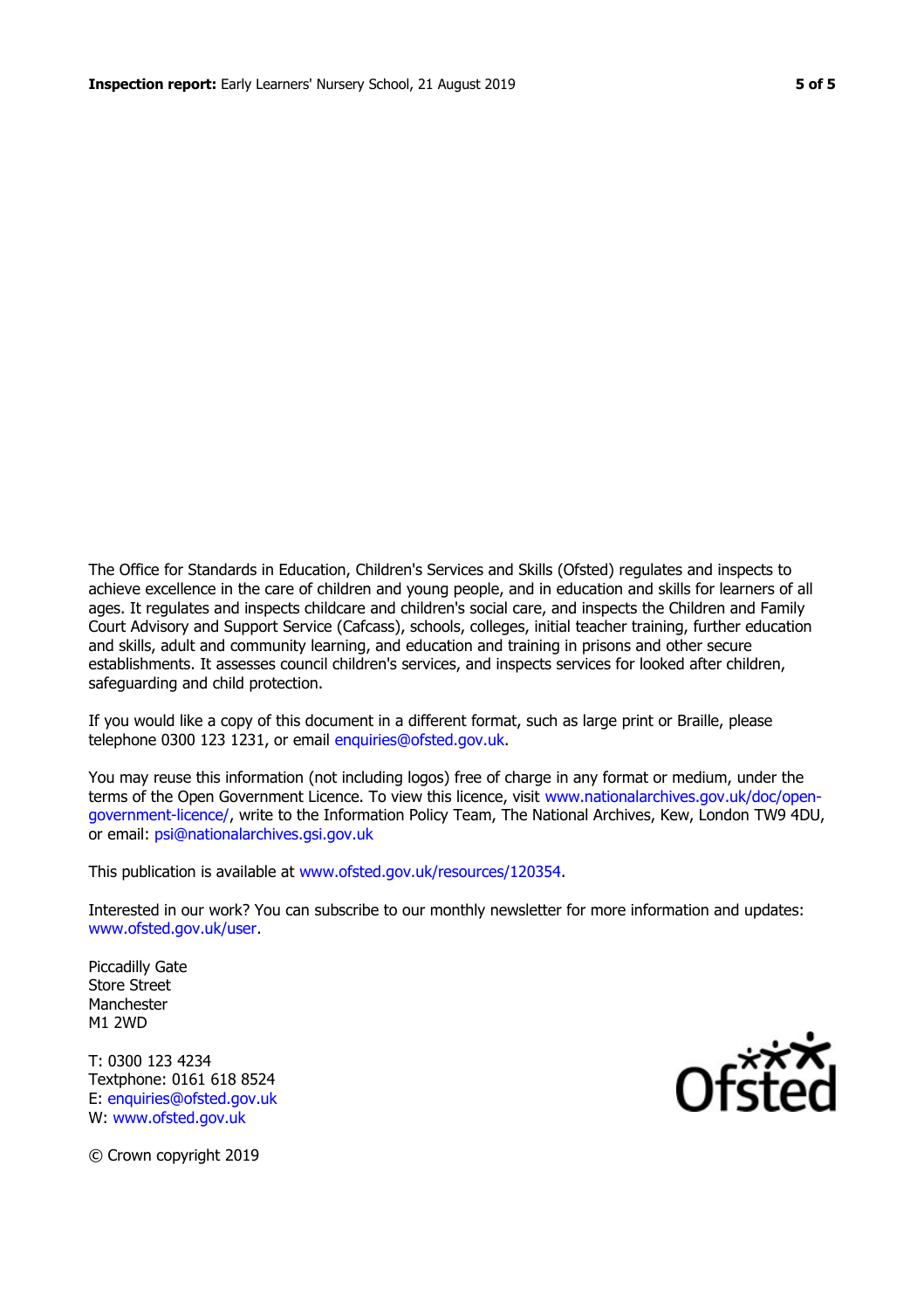The Office for Standards in Education, Children's Services and Skills (Ofsted) regulates and inspects to achieve excellence in the care of children and young people, and in education and skills for learners of all ages. It regulates and inspects childcare and children's social care, and inspects the Children and Family Court Advisory and Support Service (Cafcass), schools, colleges, initial teacher training, further education and skills, adult and community learning, and education and training in prisons and other secure establishments. It assesses council children's services, and inspects services for looked after children, safeguarding and child protection.

If you would like a copy of this document in a different format, such as large print or Braille, please telephone 0300 123 1231, or email enquiries@ofsted.gov.uk.

You may reuse this information (not including logos) free of charge in any format or medium, under the terms of the Open Government Licence. To view this licence, visit www.nationalarchives.gov.uk/doc/open-government-licence/, write to the Information Policy Team, The National Archives, Kew, London TW9 4DU, or email: psi@nationalarchives.gsi.gov.uk

This publication is available at www.ofsted.gov.uk/resources/120354.

Interested in our work? You can subscribe to our monthly newsletter for more information and updates: www.ofsted.gov.uk/user.

Piccadilly Gate
Store Street
Manchester
M1 2WD

T: 0300 123 4234
Textphone: 0161 618 8524
E: enquiries@ofsted.gov.uk
W: www.ofsted.gov.uk

Ofsted

© Crown copyright 2019